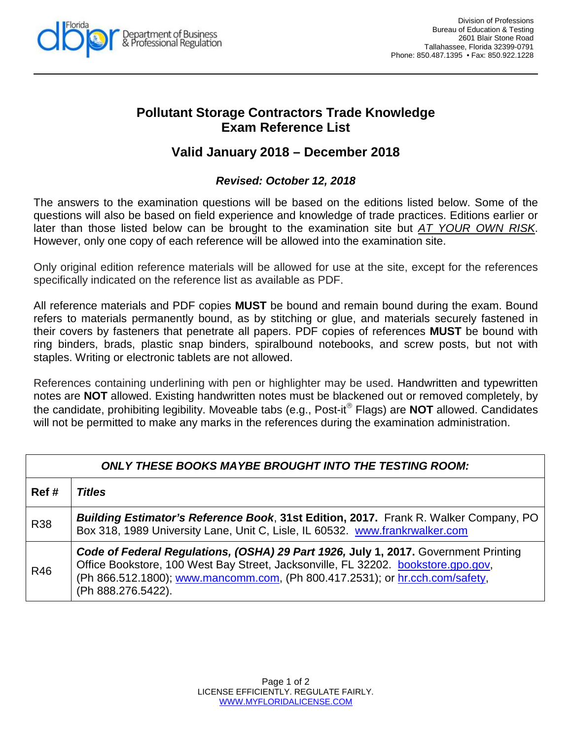Division of Professions
Bureau of Education & Testing
2601 Blair Stone Road
Tallahassee, Florida 32399-0791
Phone: 850.487.1395 • Fax: 850.922.1228

# Pollutant Storage Contractors Trade Knowledge Exam Reference List

## Valid January 2018 – December 2018

### *Revised: October 12, 2018*

The answers to the examination questions will be based on the editions listed below. Some of the questions will also be based on field experience and knowledge of trade practices. Editions earlier or later than those listed below can be brought to the examination site but *AT YOUR OWN RISK*. However, only one copy of each reference will be allowed into the examination site.

Only original edition reference materials will be allowed for use at the site, except for the references specifically indicated on the reference list as available as PDF.

All reference materials and PDF copies **MUST** be bound and remain bound during the exam. Bound refers to materials permanently bound, as by stitching or glue, and materials securely fastened in their covers by fasteners that penetrate all papers. PDF copies of references **MUST** be bound with ring binders, brads, plastic snap binders, spiralbound notebooks, and screw posts, but not with staples. Writing or electronic tablets are not allowed.

References containing underlining with pen or highlighter may be used. Handwritten and typewritten notes are **NOT** allowed. Existing handwritten notes must be blackened out or removed completely, by the candidate, prohibiting legibility. Moveable tabs (e.g., Post-it® Flags) are **NOT** allowed. Candidates will not be permitted to make any marks in the references during the examination administration.

| ***ONLY THESE BOOKS MAYBE BROUGHT INTO THE TESTING ROOM:*** | |
|---|---|
| **Ref #** | ***Titles*** |
| R38 | ***Building Estimator's Reference Book***, **31st Edition, 2017.** Frank R. Walker Company, PO Box 318, 1989 University Lane, Unit C, Lisle, IL 60532. www.frankrwalker.com |
| R46 | ***Code of Federal Regulations, (OSHA) 29 Part 1926,*** **July 1, 2017.** Government Printing Office Bookstore, 100 West Bay Street, Jacksonville, FL 32202. bookstore.gpo.gov, (Ph 866.512.1800); www.mancomm.com, (Ph 800.417.2531); or hr.cch.com/safety, (Ph 888.276.5422). |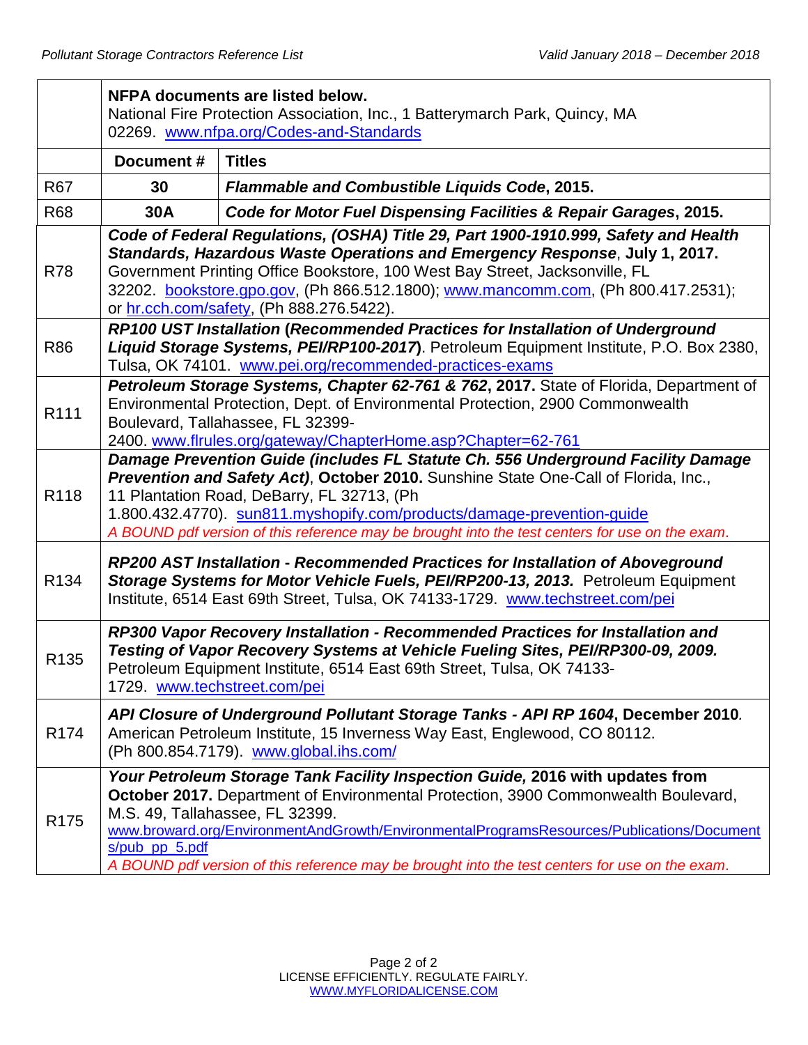| | | |
|---|---|---|
| | **NFPA documents are listed below.** National Fire Protection Association, Inc., 1 Batterymarch Park, Quincy, MA 02269. www.nfpa.org/Codes-and-Standards | |
| | **Document #** | **Titles** |
| R67 | **30** | ***Flammable and Combustible Liquids Code*, 2015.** |
| R68 | **30A** | ***Code for Motor Fuel Dispensing Facilities & Repair Garages*, 2015.** |
| R78 | ***Code of Federal Regulations, (OSHA) Title 29, Part 1900-1910.999, Safety and Health Standards, Hazardous Waste Operations and Emergency Response*, July 1, 2017.** Government Printing Office Bookstore, 100 West Bay Street, Jacksonville, FL 32202. bookstore.gpo.gov, (Ph 866.512.1800); www.mancomm.com, (Ph 800.417.2531); or hr.cch.com/safety, (Ph 888.276.5422). | |
| R86 | ***RP100 UST Installation* (*Recommended Practices for Installation of Underground Liquid Storage Systems, PEI/RP100-2017*)**. Petroleum Equipment Institute, P.O. Box 2380, Tulsa, OK 74101. www.pei.org/recommended-practices-exams | |
| R111 | ***Petroleum Storage Systems, Chapter 62-761 & 762*, 2017.** State of Florida, Department of Environmental Protection, Dept. of Environmental Protection, 2900 Commonwealth Boulevard, Tallahassee, FL 32399-2400. www.flrules.org/gateway/ChapterHome.asp?Chapter=62-761 | |
| R118 | ***Damage Prevention Guide (includes FL Statute Ch. 556 Underground Facility Damage Prevention and Safety Act)*, October 2010.** Sunshine State One-Call of Florida, Inc., 11 Plantation Road, DeBarry, FL 32713, (Ph 1.800.432.4770). sun811.myshopify.com/products/damage-prevention-guide *A BOUND pdf version of this reference may be brought into the test centers for use on the exam.* | |
| R134 | ***RP200 AST Installation - Recommended Practices for Installation of Aboveground Storage Systems for Motor Vehicle Fuels, PEI/RP200-13, 2013.*** Petroleum Equipment Institute, 6514 East 69th Street, Tulsa, OK 74133-1729. www.techstreet.com/pei | |
| R135 | ***RP300 Vapor Recovery Installation - Recommended Practices for Installation and Testing of Vapor Recovery Systems at Vehicle Fueling Sites, PEI/RP300-09, 2009.*** Petroleum Equipment Institute, 6514 East 69th Street, Tulsa, OK 74133-1729. www.techstreet.com/pei | |
| R174 | ***API Closure of Underground Pollutant Storage Tanks - API RP 1604*, December 2010.** American Petroleum Institute, 15 Inverness Way East, Englewood, CO 80112. (Ph 800.854.7179). www.global.ihs.com/ | |
| R175 | ***Your Petroleum Storage Tank Facility Inspection Guide,* 2016 with updates from October 2017.** Department of Environmental Protection, 3900 Commonwealth Boulevard, M.S. 49, Tallahassee, FL 32399. www.broward.org/EnvironmentAndGrowth/EnvironmentalProgramsResources/Publications/Documents/pub_pp_5.pdf *A BOUND pdf version of this reference may be brought into the test centers for use on the exam.* | |

LICENSE EFFICIENTLY. REGULATE FAIRLY.
WWW.MYFLORIDALICENSE.COM